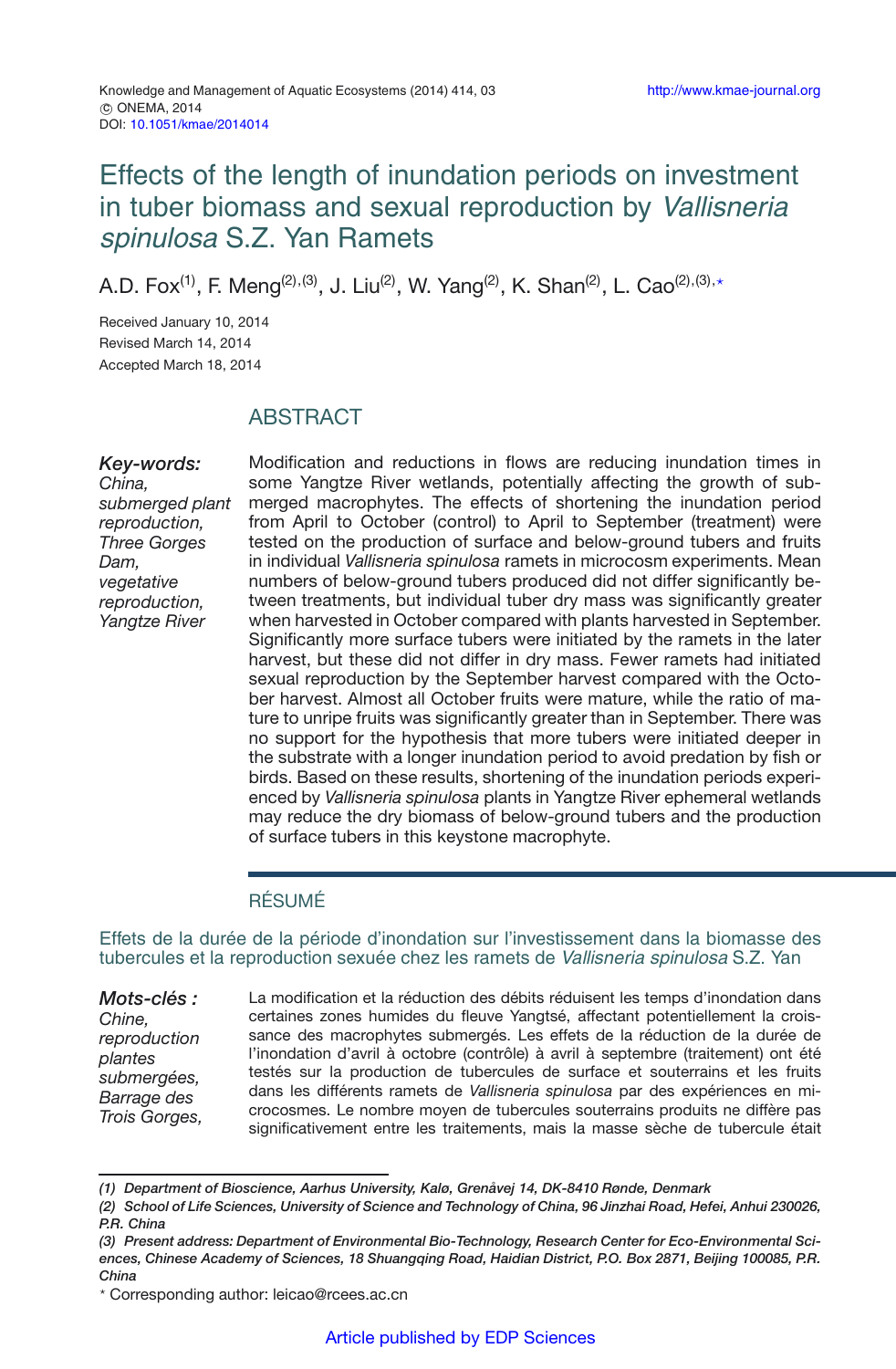# Effects of the length of inundation periods on investment in tuber biomass and sexual reproduction by *Vallisneria spinulosa* S.Z. Yan Ramets

A.D. Fox[1], F. Meng[2,3], J. Liu[2], W. Yang[2], K. Shan[2], L. Cao[2,3,*]

Received January 10, 2014
Revised March 14, 2014
Accepted March 18, 2014

## ABSTRACT

***Key-words:*** *China, submerged plant reproduction, Three Gorges Dam, vegetative reproduction, Yangtze River*

Modification and reductions in flows are reducing inundation times in some Yangtze River wetlands, potentially affecting the growth of submerged macrophytes. The effects of shortening the inundation period from April to October (control) to April to September (treatment) were tested on the production of surface and below-ground tubers and fruits in individual *Vallisneria spinulosa* ramets in microcosm experiments. Mean numbers of below-ground tubers produced did not differ significantly between treatments, but individual tuber dry mass was significantly greater when harvested in October compared with plants harvested in September. Significantly more surface tubers were initiated by the ramets in the later harvest, but these did not differ in dry mass. Fewer ramets had initiated sexual reproduction by the September harvest compared with the October harvest. Almost all October fruits were mature, while the ratio of mature to unripe fruits was significantly greater than in September. There was no support for the hypothesis that more tubers were initiated deeper in the substrate with a longer inundation period to avoid predation by fish or birds. Based on these results, shortening of the inundation periods experienced by *Vallisneria spinulosa* plants in Yangtze River ephemeral wetlands may reduce the dry biomass of below-ground tubers and the production of surface tubers in this keystone macrophyte.

## RÉSUMÉ

### Effets de la durée de la période d'inondation sur l'investissement dans la biomasse des tubercules et la reproduction sexuée chez les ramets de *Vallisneria spinulosa* S.Z. Yan

***Mots-clés :*** *Chine, reproduction plantes submergées, Barrage des Trois Gorges,*

La modification et la réduction des débits réduisent les temps d'inondation dans certaines zones humides du fleuve Yangtsé, affectant potentiellement la croissance des macrophytes submergés. Les effets de la réduction de la durée de l'inondation d'avril à octobre (contrôle) à avril à septembre (traitement) ont été testés sur la production de tubercules de surface et souterrains et les fruits dans les différents ramets de *Vallisneria spinulosa* par des expériences en microcosmes. Le nombre moyen de tubercules souterrains produits ne diffère pas significativement entre les traitements, mais la masse sèche de tubercule était

---

*(1) Department of Bioscience, Aarhus University, Kalø, Grenåvej 14, DK-8410 Rønde, Denmark*
*(2) School of Life Sciences, University of Science and Technology of China, 96 Jinzhai Road, Hefei, Anhui 230026, P.R. China*
*(3) Present address: Department of Environmental Bio-Technology, Research Center for Eco-Environmental Sciences, Chinese Academy of Sciences, 18 Shuangqing Road, Haidian District, P.O. Box 2871, Beijing 100085, P.R. China*
\* Corresponding author: leicao@rcees.ac.cn

Article published by EDP Sciences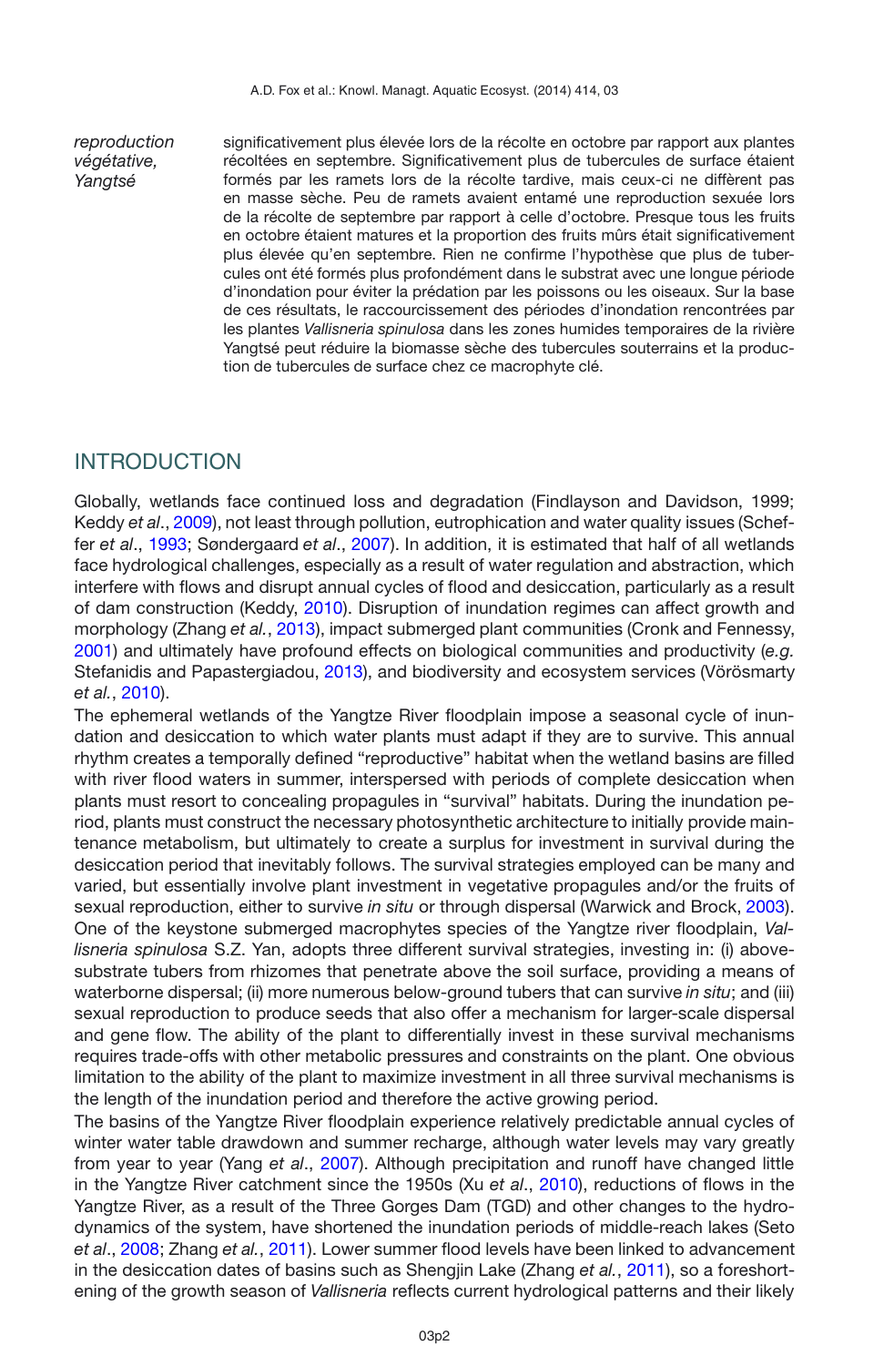*reproduction végétative, Yangtsé*

significativement plus élevée lors de la récolte en octobre par rapport aux plantes récoltées en septembre. Significativement plus de tubercules de surface étaient formés par les ramets lors de la récolte tardive, mais ceux-ci ne diffèrent pas en masse sèche. Peu de ramets avaient entamé une reproduction sexuée lors de la récolte de septembre par rapport à celle d'octobre. Presque tous les fruits en octobre étaient matures et la proportion des fruits mûrs était significativement plus élevée qu'en septembre. Rien ne confirme l'hypothèse que plus de tubercules ont été formés plus profondément dans le substrat avec une longue période d'inondation pour éviter la prédation par les poissons ou les oiseaux. Sur la base de ces résultats, le raccourcissement des périodes d'inondation rencontrées par les plantes *Vallisneria spinulosa* dans les zones humides temporaires de la rivière Yangtsé peut réduire la biomasse sèche des tubercules souterrains et la production de tubercules de surface chez ce macrophyte clé.

## INTRODUCTION

Globally, wetlands face continued loss and degradation (Findlayson and Davidson, 1999; Keddy *et al*., 2009), not least through pollution, eutrophication and water quality issues (Scheffer *et al*., 1993; Søndergaard *et al*., 2007). In addition, it is estimated that half of all wetlands face hydrological challenges, especially as a result of water regulation and abstraction, which interfere with flows and disrupt annual cycles of flood and desiccation, particularly as a result of dam construction (Keddy, 2010). Disruption of inundation regimes can affect growth and morphology (Zhang *et al.*, 2013), impact submerged plant communities (Cronk and Fennessy, 2001) and ultimately have profound effects on biological communities and productivity (*e.g.* Stefanidis and Papastergiadou, 2013), and biodiversity and ecosystem services (Vörösmarty *et al.*, 2010).

The ephemeral wetlands of the Yangtze River floodplain impose a seasonal cycle of inundation and desiccation to which water plants must adapt if they are to survive. This annual rhythm creates a temporally defined "reproductive" habitat when the wetland basins are filled with river flood waters in summer, interspersed with periods of complete desiccation when plants must resort to concealing propagules in "survival" habitats. During the inundation period, plants must construct the necessary photosynthetic architecture to initially provide maintenance metabolism, but ultimately to create a surplus for investment in survival during the desiccation period that inevitably follows. The survival strategies employed can be many and varied, but essentially involve plant investment in vegetative propagules and/or the fruits of sexual reproduction, either to survive *in situ* or through dispersal (Warwick and Brock, 2003). One of the keystone submerged macrophytes species of the Yangtze river floodplain, *Vallisneria spinulosa* S.Z. Yan, adopts three different survival strategies, investing in: (i) above-substrate tubers from rhizomes that penetrate above the soil surface, providing a means of waterborne dispersal; (ii) more numerous below-ground tubers that can survive *in situ*; and (iii) sexual reproduction to produce seeds that also offer a mechanism for larger-scale dispersal and gene flow. The ability of the plant to differentially invest in these survival mechanisms requires trade-offs with other metabolic pressures and constraints on the plant. One obvious limitation to the ability of the plant to maximize investment in all three survival mechanisms is the length of the inundation period and therefore the active growing period.

The basins of the Yangtze River floodplain experience relatively predictable annual cycles of winter water table drawdown and summer recharge, although water levels may vary greatly from year to year (Yang *et al*., 2007). Although precipitation and runoff have changed little in the Yangtze River catchment since the 1950s (Xu *et al*., 2010), reductions of flows in the Yangtze River, as a result of the Three Gorges Dam (TGD) and other changes to the hydrodynamics of the system, have shortened the inundation periods of middle-reach lakes (Seto *et al*., 2008; Zhang *et al.*, 2011). Lower summer flood levels have been linked to advancement in the desiccation dates of basins such as Shengjin Lake (Zhang *et al.*, 2011), so a foreshortening of the growth season of *Vallisneria* reflects current hydrological patterns and their likely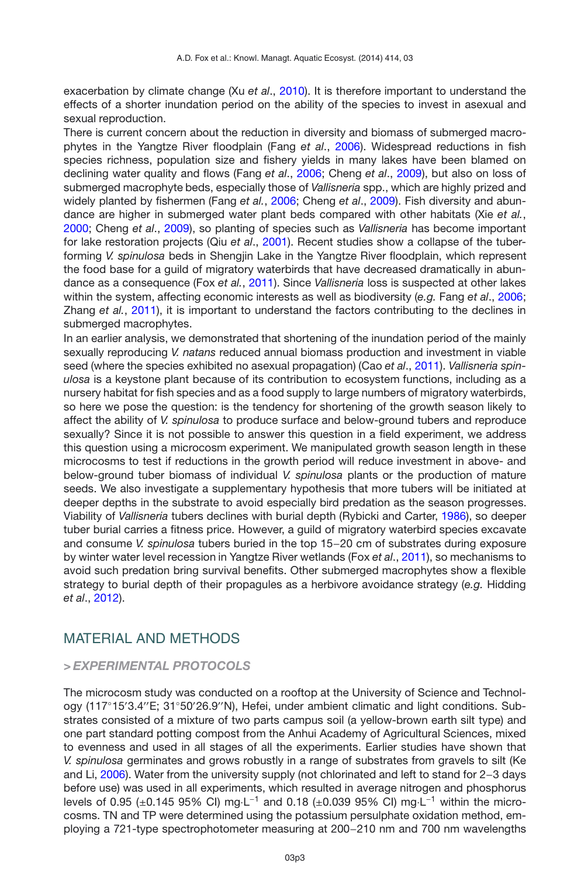exacerbation by climate change (Xu *et al*., 2010). It is therefore important to understand the effects of a shorter inundation period on the ability of the species to invest in asexual and sexual reproduction.

There is current concern about the reduction in diversity and biomass of submerged macrophytes in the Yangtze River floodplain (Fang *et al*., 2006). Widespread reductions in fish species richness, population size and fishery yields in many lakes have been blamed on declining water quality and flows (Fang *et al*., 2006; Cheng *et al*., 2009), but also on loss of submerged macrophyte beds, especially those of *Vallisneria* spp., which are highly prized and widely planted by fishermen (Fang *et al.*, 2006; Cheng *et al*., 2009). Fish diversity and abundance are higher in submerged water plant beds compared with other habitats (Xie *et al.*, 2000; Cheng *et al*., 2009), so planting of species such as *Vallisneria* has become important for lake restoration projects (Qiu *et al*., 2001). Recent studies show a collapse of the tuber-forming *V. spinulosa* beds in Shengjin Lake in the Yangtze River floodplain, which represent the food base for a guild of migratory waterbirds that have decreased dramatically in abundance as a consequence (Fox *et al.*, 2011). Since *Vallisneria* loss is suspected at other lakes within the system, affecting economic interests as well as biodiversity (*e.g.* Fang *et al*., 2006; Zhang *et al.*, 2011), it is important to understand the factors contributing to the declines in submerged macrophytes.

In an earlier analysis, we demonstrated that shortening of the inundation period of the mainly sexually reproducing *V. natans* reduced annual biomass production and investment in viable seed (where the species exhibited no asexual propagation) (Cao *et al*., 2011). *Vallisneria spinulosa* is a keystone plant because of its contribution to ecosystem functions, including as a nursery habitat for fish species and as a food supply to large numbers of migratory waterbirds, so here we pose the question: is the tendency for shortening of the growth season likely to affect the ability of *V. spinulosa* to produce surface and below-ground tubers and reproduce sexually? Since it is not possible to answer this question in a field experiment, we address this question using a microcosm experiment. We manipulated growth season length in these microcosms to test if reductions in the growth period will reduce investment in above- and below-ground tuber biomass of individual *V. spinulosa* plants or the production of mature seeds. We also investigate a supplementary hypothesis that more tubers will be initiated at deeper depths in the substrate to avoid especially bird predation as the season progresses. Viability of *Vallisneria* tubers declines with burial depth (Rybicki and Carter, 1986), so deeper tuber burial carries a fitness price. However, a guild of migratory waterbird species excavate and consume *V. spinulosa* tubers buried in the top 15−20 cm of substrates during exposure by winter water level recession in Yangtze River wetlands (Fox *et al*., 2011), so mechanisms to avoid such predation bring survival benefits. Other submerged macrophytes show a flexible strategy to burial depth of their propagules as a herbivore avoidance strategy (*e.g.* Hidding *et al*., 2012).

## MATERIAL AND METHODS

### > *EXPERIMENTAL PROTOCOLS*

The microcosm study was conducted on a rooftop at the University of Science and Technology (117°15′3.4′′E; 31°50′26.9′′N), Hefei, under ambient climatic and light conditions. Substrates consisted of a mixture of two parts campus soil (a yellow-brown earth silt type) and one part standard potting compost from the Anhui Academy of Agricultural Sciences, mixed to evenness and used in all stages of all the experiments. Earlier studies have shown that *V. spinulosa* germinates and grows robustly in a range of substrates from gravels to silt (Ke and Li, 2006). Water from the university supply (not chlorinated and left to stand for 2−3 days before use) was used in all experiments, which resulted in average nitrogen and phosphorus levels of 0.95 (±0.145 95% CI) mg·L$^{-1}$ and 0.18 (±0.039 95% CI) mg·L$^{-1}$ within the microcosms. TN and TP were determined using the potassium persulphate oxidation method, employing a 721-type spectrophotometer measuring at 200−210 nm and 700 nm wavelengths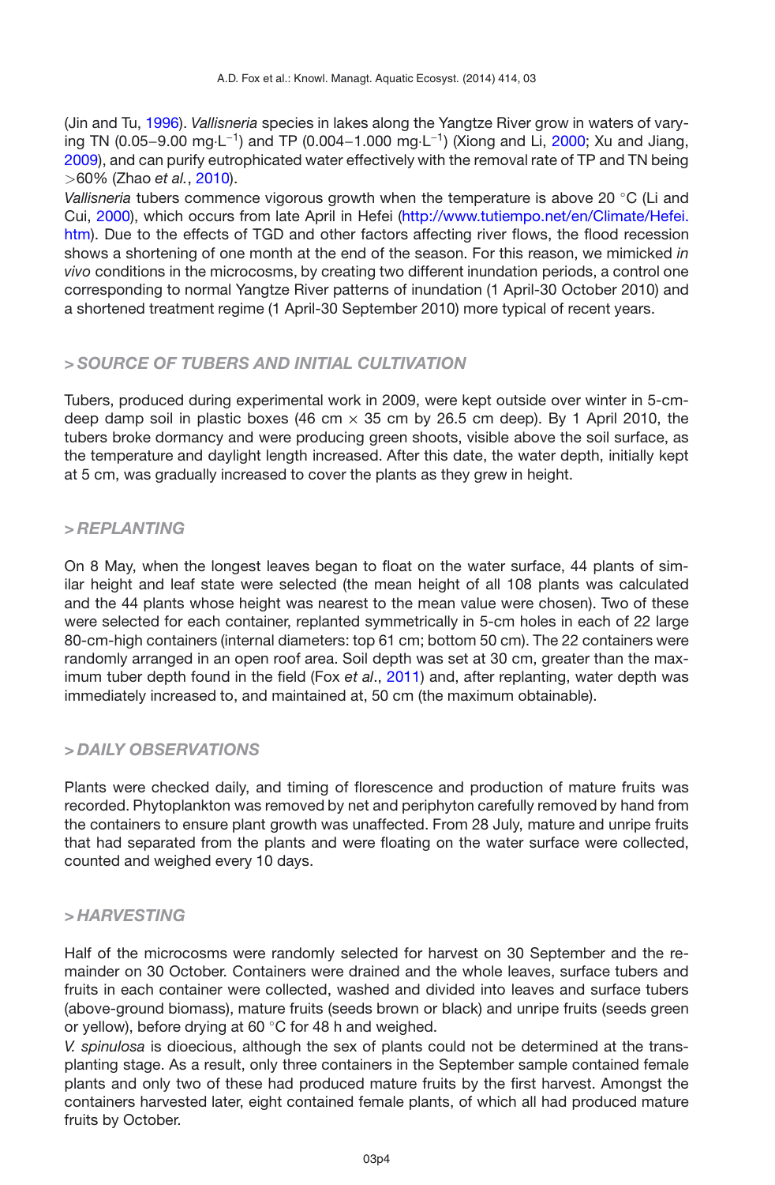(Jin and Tu, 1996). *Vallisneria* species in lakes along the Yangtze River grow in waters of varying TN (0.05–9.00 mg·L$^{-1}$) and TP (0.004–1.000 mg·L$^{-1}$) (Xiong and Li, 2000; Xu and Jiang, 2009), and can purify eutrophicated water effectively with the removal rate of TP and TN being >60% (Zhao *et al.*, 2010).

*Vallisneria* tubers commence vigorous growth when the temperature is above 20 °C (Li and Cui, 2000), which occurs from late April in Hefei (http://www.tutiempo.net/en/Climate/Hefei.htm). Due to the effects of TGD and other factors affecting river flows, the flood recession shows a shortening of one month at the end of the season. For this reason, we mimicked *in vivo* conditions in the microcosms, by creating two different inundation periods, a control one corresponding to normal Yangtze River patterns of inundation (1 April-30 October 2010) and a shortened treatment regime (1 April-30 September 2010) more typical of recent years.

### > SOURCE OF TUBERS AND INITIAL CULTIVATION

Tubers, produced during experimental work in 2009, were kept outside over winter in 5-cm-deep damp soil in plastic boxes (46 cm × 35 cm by 26.5 cm deep). By 1 April 2010, the tubers broke dormancy and were producing green shoots, visible above the soil surface, as the temperature and daylight length increased. After this date, the water depth, initially kept at 5 cm, was gradually increased to cover the plants as they grew in height.

### > REPLANTING

On 8 May, when the longest leaves began to float on the water surface, 44 plants of similar height and leaf state were selected (the mean height of all 108 plants was calculated and the 44 plants whose height was nearest to the mean value were chosen). Two of these were selected for each container, replanted symmetrically in 5-cm holes in each of 22 large 80-cm-high containers (internal diameters: top 61 cm; bottom 50 cm). The 22 containers were randomly arranged in an open roof area. Soil depth was set at 30 cm, greater than the maximum tuber depth found in the field (Fox *et al*., 2011) and, after replanting, water depth was immediately increased to, and maintained at, 50 cm (the maximum obtainable).

### > DAILY OBSERVATIONS

Plants were checked daily, and timing of florescence and production of mature fruits was recorded. Phytoplankton was removed by net and periphyton carefully removed by hand from the containers to ensure plant growth was unaffected. From 28 July, mature and unripe fruits that had separated from the plants and were floating on the water surface were collected, counted and weighed every 10 days.

### > HARVESTING

Half of the microcosms were randomly selected for harvest on 30 September and the remainder on 30 October. Containers were drained and the whole leaves, surface tubers and fruits in each container were collected, washed and divided into leaves and surface tubers (above-ground biomass), mature fruits (seeds brown or black) and unripe fruits (seeds green or yellow), before drying at 60 °C for 48 h and weighed.

*V. spinulosa* is dioecious, although the sex of plants could not be determined at the transplanting stage. As a result, only three containers in the September sample contained female plants and only two of these had produced mature fruits by the first harvest. Amongst the containers harvested later, eight contained female plants, of which all had produced mature fruits by October.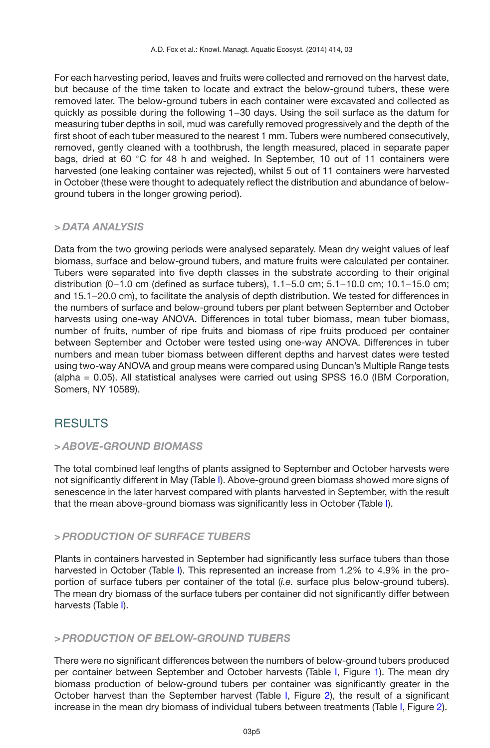For each harvesting period, leaves and fruits were collected and removed on the harvest date, but because of the time taken to locate and extract the below-ground tubers, these were removed later. The below-ground tubers in each container were excavated and collected as quickly as possible during the following 1–30 days. Using the soil surface as the datum for measuring tuber depths in soil, mud was carefully removed progressively and the depth of the first shoot of each tuber measured to the nearest 1 mm. Tubers were numbered consecutively, removed, gently cleaned with a toothbrush, the length measured, placed in separate paper bags, dried at 60 °C for 48 h and weighed. In September, 10 out of 11 containers were harvested (one leaking container was rejected), whilst 5 out of 11 containers were harvested in October (these were thought to adequately reflect the distribution and abundance of below-ground tubers in the longer growing period).

### > *DATA ANALYSIS*

Data from the two growing periods were analysed separately. Mean dry weight values of leaf biomass, surface and below-ground tubers, and mature fruits were calculated per container. Tubers were separated into five depth classes in the substrate according to their original distribution (0–1.0 cm (defined as surface tubers), 1.1–5.0 cm; 5.1–10.0 cm; 10.1–15.0 cm; and 15.1–20.0 cm), to facilitate the analysis of depth distribution. We tested for differences in the numbers of surface and below-ground tubers per plant between September and October harvests using one-way ANOVA. Differences in total tuber biomass, mean tuber biomass, number of fruits, number of ripe fruits and biomass of ripe fruits produced per container between September and October were tested using one-way ANOVA. Differences in tuber numbers and mean tuber biomass between different depths and harvest dates were tested using two-way ANOVA and group means were compared using Duncan's Multiple Range tests (alpha = 0.05). All statistical analyses were carried out using SPSS 16.0 (IBM Corporation, Somers, NY 10589).

## RESULTS

### > *ABOVE-GROUND BIOMASS*

The total combined leaf lengths of plants assigned to September and October harvests were not significantly different in May (Table I). Above-ground green biomass showed more signs of senescence in the later harvest compared with plants harvested in September, with the result that the mean above-ground biomass was significantly less in October (Table I).

### > *PRODUCTION OF SURFACE TUBERS*

Plants in containers harvested in September had significantly less surface tubers than those harvested in October (Table I). This represented an increase from 1.2% to 4.9% in the proportion of surface tubers per container of the total (*i.e.* surface plus below-ground tubers). The mean dry biomass of the surface tubers per container did not significantly differ between harvests (Table I).

### > *PRODUCTION OF BELOW-GROUND TUBERS*

There were no significant differences between the numbers of below-ground tubers produced per container between September and October harvests (Table I, Figure 1). The mean dry biomass production of below-ground tubers per container was significantly greater in the October harvest than the September harvest (Table I, Figure 2), the result of a significant increase in the mean dry biomass of individual tubers between treatments (Table I, Figure 2).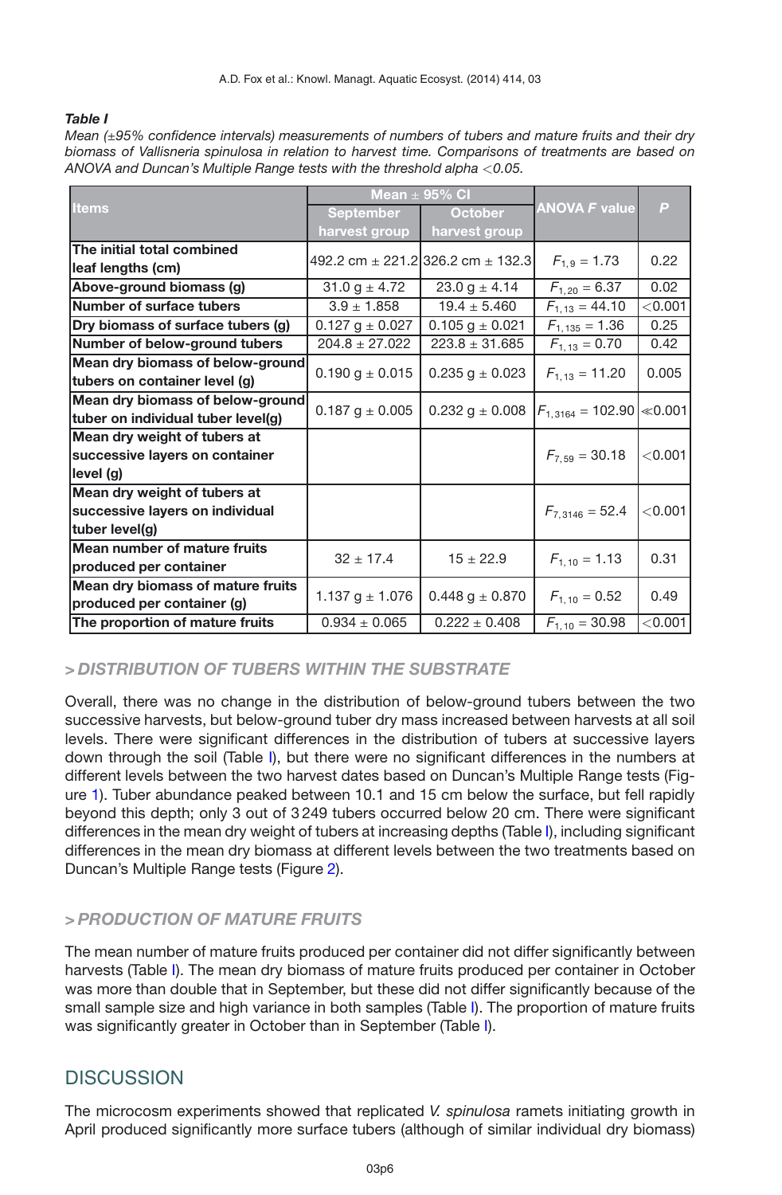*Table I*
*Mean (±95% confidence intervals) measurements of numbers of tubers and mature fruits and their dry biomass of Vallisneria spinulosa in relation to harvest time. Comparisons of treatments are based on ANOVA and Duncan's Multiple Range tests with the threshold alpha <0.05.*

| Items | Mean ± 95% CI | | ANOVA *F* value | *P* |
|---|---|---|---|---|
| | September harvest group | October harvest group | | |
| The initial total combined leaf lengths (cm) | 492.2 cm ± 221.2 | 326.2 cm ± 132.3 | $F_{1,9} = 1.73$ | 0.22 |
| Above-ground biomass (g) | 31.0 g ± 4.72 | 23.0 g ± 4.14 | $F_{1,20} = 6.37$ | 0.02 |
| Number of surface tubers | 3.9 ± 1.858 | 19.4 ± 5.460 | $F_{1,13} = 44.10$ | <0.001 |
| Dry biomass of surface tubers (g) | 0.127 g ± 0.027 | 0.105 g ± 0.021 | $F_{1,135} = 1.36$ | 0.25 |
| Number of below-ground tubers | 204.8 ± 27.022 | 223.8 ± 31.685 | $F_{1,13} = 0.70$ | 0.42 |
| Mean dry biomass of below-ground tubers on container level (g) | 0.190 g ± 0.015 | 0.235 g ± 0.023 | $F_{1,13} = 11.20$ | 0.005 |
| Mean dry biomass of below-ground tuber on individual tuber level(g) | 0.187 g ± 0.005 | 0.232 g ± 0.008 | $F_{1,3164} = 102.90$ | ≪0.001 |
| Mean dry weight of tubers at successive layers on container level (g) | | | $F_{7,59} = 30.18$ | <0.001 |
| Mean dry weight of tubers at successive layers on individual tuber level(g) | | | $F_{7,3146} = 52.4$ | <0.001 |
| Mean number of mature fruits produced per container | 32 ± 17.4 | 15 ± 22.9 | $F_{1,10} = 1.13$ | 0.31 |
| Mean dry biomass of mature fruits produced per container (g) | 1.137 g ± 1.076 | 0.448 g ± 0.870 | $F_{1,10} = 0.52$ | 0.49 |
| The proportion of mature fruits | 0.934 ± 0.065 | 0.222 ± 0.408 | $F_{1,10} = 30.98$ | <0.001 |

### > DISTRIBUTION OF TUBERS WITHIN THE SUBSTRATE

Overall, there was no change in the distribution of below-ground tubers between the two successive harvests, but below-ground tuber dry mass increased between harvests at all soil levels. There were significant differences in the distribution of tubers at successive layers down through the soil (Table I), but there were no significant differences in the numbers at different levels between the two harvest dates based on Duncan's Multiple Range tests (Figure 1). Tuber abundance peaked between 10.1 and 15 cm below the surface, but fell rapidly beyond this depth; only 3 out of 3249 tubers occurred below 20 cm. There were significant differences in the mean dry weight of tubers at increasing depths (Table I), including significant differences in the mean dry biomass at different levels between the two treatments based on Duncan's Multiple Range tests (Figure 2).

### > PRODUCTION OF MATURE FRUITS

The mean number of mature fruits produced per container did not differ significantly between harvests (Table I). The mean dry biomass of mature fruits produced per container in October was more than double that in September, but these did not differ significantly because of the small sample size and high variance in both samples (Table I). The proportion of mature fruits was significantly greater in October than in September (Table I).

## DISCUSSION

The microcosm experiments showed that replicated *V. spinulosa* ramets initiating growth in April produced significantly more surface tubers (although of similar individual dry biomass)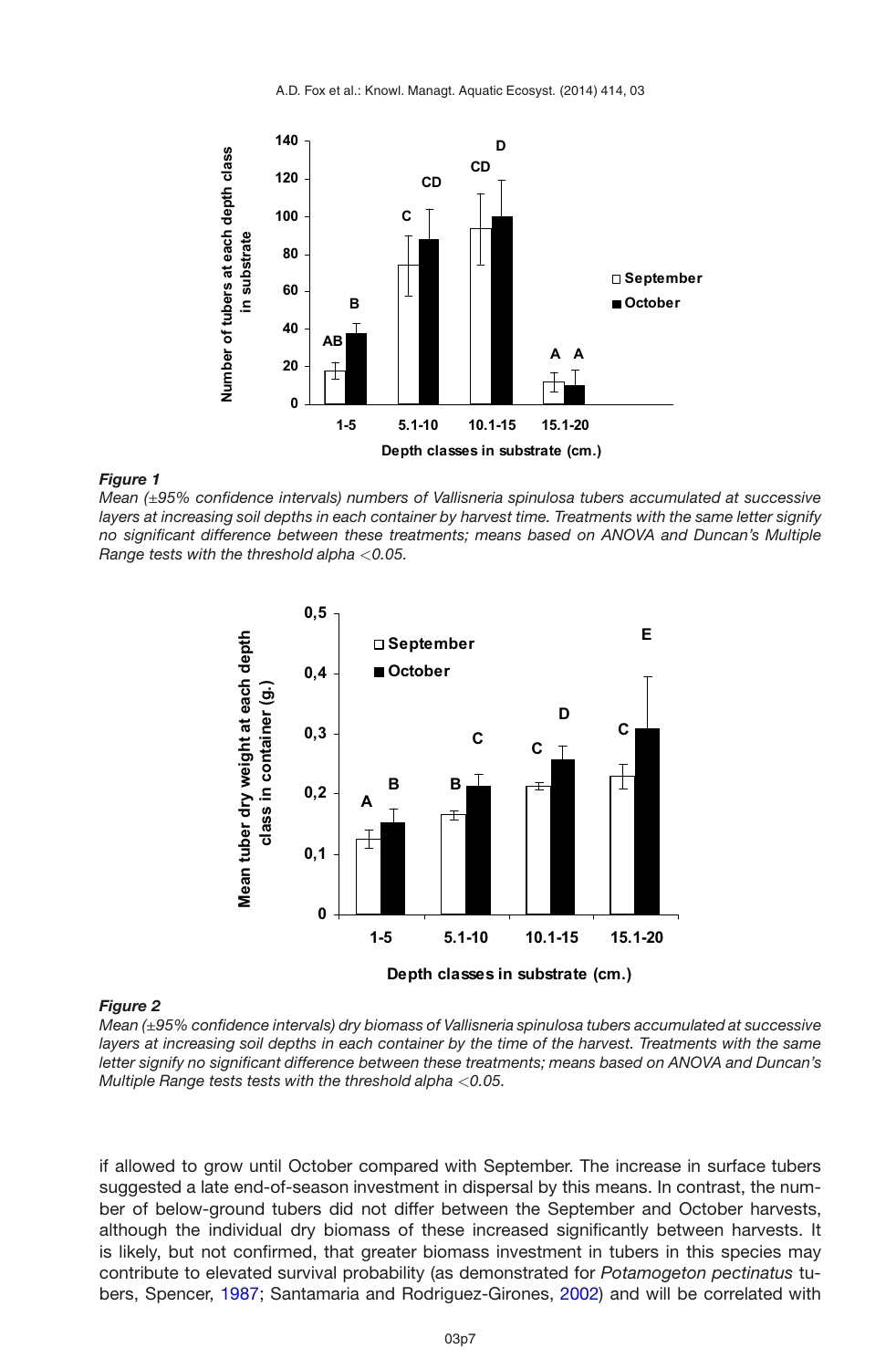*Figure 1*

*Mean (±95% confidence intervals) numbers of Vallisneria spinulosa tubers accumulated at successive layers at increasing soil depths in each container by harvest time. Treatments with the same letter signify no significant difference between these treatments; means based on ANOVA and Duncan's Multiple Range tests with the threshold alpha <0.05.*

*Figure 2*

*Mean (±95% confidence intervals) dry biomass of Vallisneria spinulosa tubers accumulated at successive layers at increasing soil depths in each container by the time of the harvest. Treatments with the same letter signify no significant difference between these treatments; means based on ANOVA and Duncan's Multiple Range tests tests with the threshold alpha <0.05.*

if allowed to grow until October compared with September. The increase in surface tubers suggested a late end-of-season investment in dispersal by this means. In contrast, the number of below-ground tubers did not differ between the September and October harvests, although the individual dry biomass of these increased significantly between harvests. It is likely, but not confirmed, that greater biomass investment in tubers in this species may contribute to elevated survival probability (as demonstrated for *Potamogeton pectinatus* tubers, Spencer, 1987; Santamaria and Rodriguez-Girones, 2002) and will be correlated with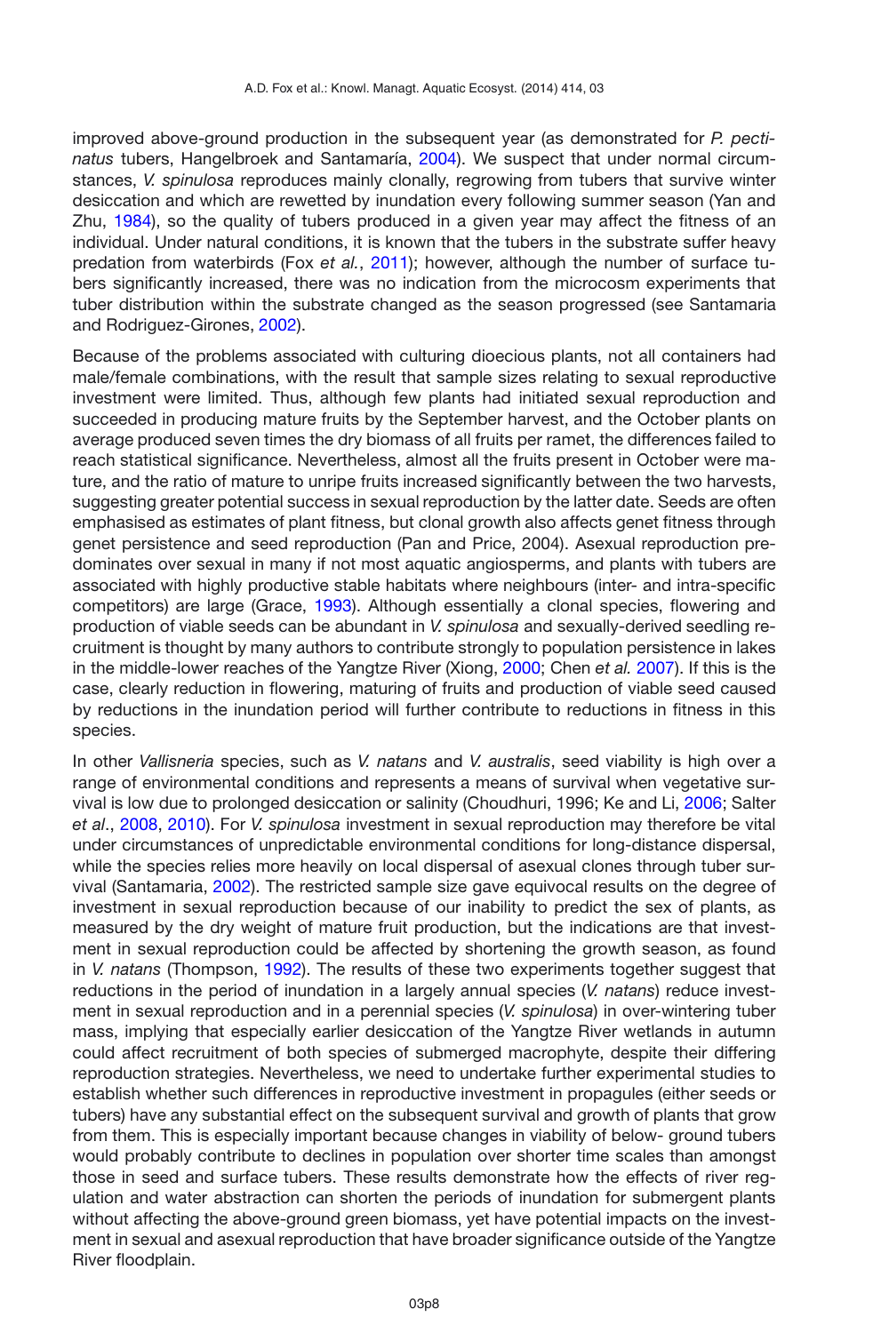improved above-ground production in the subsequent year (as demonstrated for *P. pectinatus* tubers, Hangelbroek and Santamaría, 2004). We suspect that under normal circumstances, *V. spinulosa* reproduces mainly clonally, regrowing from tubers that survive winter desiccation and which are rewetted by inundation every following summer season (Yan and Zhu, 1984), so the quality of tubers produced in a given year may affect the fitness of an individual. Under natural conditions, it is known that the tubers in the substrate suffer heavy predation from waterbirds (Fox *et al.*, 2011); however, although the number of surface tubers significantly increased, there was no indication from the microcosm experiments that tuber distribution within the substrate changed as the season progressed (see Santamaria and Rodriguez-Girones, 2002).

Because of the problems associated with culturing dioecious plants, not all containers had male/female combinations, with the result that sample sizes relating to sexual reproductive investment were limited. Thus, although few plants had initiated sexual reproduction and succeeded in producing mature fruits by the September harvest, and the October plants on average produced seven times the dry biomass of all fruits per ramet, the differences failed to reach statistical significance. Nevertheless, almost all the fruits present in October were mature, and the ratio of mature to unripe fruits increased significantly between the two harvests, suggesting greater potential success in sexual reproduction by the latter date. Seeds are often emphasised as estimates of plant fitness, but clonal growth also affects genet fitness through genet persistence and seed reproduction (Pan and Price, 2004). Asexual reproduction predominates over sexual in many if not most aquatic angiosperms, and plants with tubers are associated with highly productive stable habitats where neighbours (inter- and intra-specific competitors) are large (Grace, 1993). Although essentially a clonal species, flowering and production of viable seeds can be abundant in *V. spinulosa* and sexually-derived seedling recruitment is thought by many authors to contribute strongly to population persistence in lakes in the middle-lower reaches of the Yangtze River (Xiong, 2000; Chen *et al.* 2007). If this is the case, clearly reduction in flowering, maturing of fruits and production of viable seed caused by reductions in the inundation period will further contribute to reductions in fitness in this species.

In other *Vallisneria* species, such as *V. natans* and *V. australis*, seed viability is high over a range of environmental conditions and represents a means of survival when vegetative survival is low due to prolonged desiccation or salinity (Choudhuri, 1996; Ke and Li, 2006; Salter *et al*., 2008, 2010). For *V. spinulosa* investment in sexual reproduction may therefore be vital under circumstances of unpredictable environmental conditions for long-distance dispersal, while the species relies more heavily on local dispersal of asexual clones through tuber survival (Santamaria, 2002). The restricted sample size gave equivocal results on the degree of investment in sexual reproduction because of our inability to predict the sex of plants, as measured by the dry weight of mature fruit production, but the indications are that investment in sexual reproduction could be affected by shortening the growth season, as found in *V. natans* (Thompson, 1992). The results of these two experiments together suggest that reductions in the period of inundation in a largely annual species (*V. natans*) reduce investment in sexual reproduction and in a perennial species (*V. spinulosa*) in over-wintering tuber mass, implying that especially earlier desiccation of the Yangtze River wetlands in autumn could affect recruitment of both species of submerged macrophyte, despite their differing reproduction strategies. Nevertheless, we need to undertake further experimental studies to establish whether such differences in reproductive investment in propagules (either seeds or tubers) have any substantial effect on the subsequent survival and growth of plants that grow from them. This is especially important because changes in viability of below- ground tubers would probably contribute to declines in population over shorter time scales than amongst those in seed and surface tubers. These results demonstrate how the effects of river regulation and water abstraction can shorten the periods of inundation for submergent plants without affecting the above-ground green biomass, yet have potential impacts on the investment in sexual and asexual reproduction that have broader significance outside of the Yangtze River floodplain.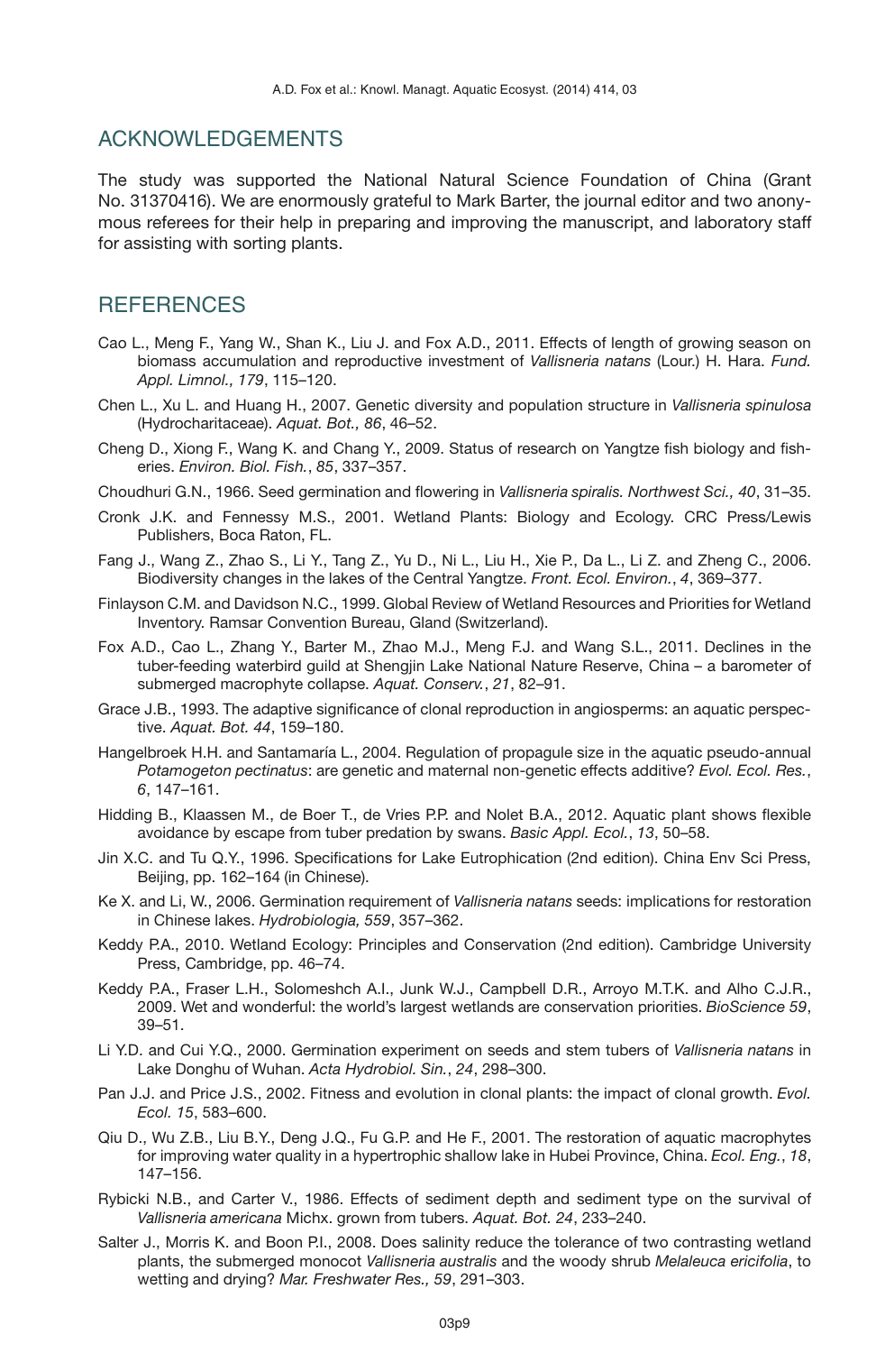## ACKNOWLEDGEMENTS

The study was supported the National Natural Science Foundation of China (Grant No. 31370416). We are enormously grateful to Mark Barter, the journal editor and two anonymous referees for their help in preparing and improving the manuscript, and laboratory staff for assisting with sorting plants.

## REFERENCES

Cao L., Meng F., Yang W., Shan K., Liu J. and Fox A.D., 2011. Effects of length of growing season on biomass accumulation and reproductive investment of *Vallisneria natans* (Lour.) H. Hara. *Fund. Appl. Limnol., 179*, 115–120.

Chen L., Xu L. and Huang H., 2007. Genetic diversity and population structure in *Vallisneria spinulosa* (Hydrocharitaceae). *Aquat. Bot., 86*, 46–52.

Cheng D., Xiong F., Wang K. and Chang Y., 2009. Status of research on Yangtze fish biology and fisheries. *Environ. Biol. Fish.*, *85*, 337–357.

Choudhuri G.N., 1966. Seed germination and flowering in *Vallisneria spiralis. Northwest Sci., 40*, 31–35.

Cronk J.K. and Fennessy M.S., 2001. Wetland Plants: Biology and Ecology. CRC Press/Lewis Publishers, Boca Raton, FL.

Fang J., Wang Z., Zhao S., Li Y., Tang Z., Yu D., Ni L., Liu H., Xie P., Da L., Li Z. and Zheng C., 2006. Biodiversity changes in the lakes of the Central Yangtze. *Front. Ecol. Environ.*, *4*, 369–377.

Finlayson C.M. and Davidson N.C., 1999. Global Review of Wetland Resources and Priorities for Wetland Inventory. Ramsar Convention Bureau, Gland (Switzerland).

Fox A.D., Cao L., Zhang Y., Barter M., Zhao M.J., Meng F.J. and Wang S.L., 2011. Declines in the tuber-feeding waterbird guild at Shengjin Lake National Nature Reserve, China – a barometer of submerged macrophyte collapse. *Aquat. Conserv.*, *21*, 82–91.

Grace J.B., 1993. The adaptive significance of clonal reproduction in angiosperms: an aquatic perspective. *Aquat. Bot. 44*, 159–180.

Hangelbroek H.H. and Santamaría L., 2004. Regulation of propagule size in the aquatic pseudo-annual *Potamogeton pectinatus*: are genetic and maternal non-genetic effects additive? *Evol. Ecol. Res.*, *6*, 147–161.

Hidding B., Klaassen M., de Boer T., de Vries P.P. and Nolet B.A., 2012. Aquatic plant shows flexible avoidance by escape from tuber predation by swans. *Basic Appl. Ecol.*, *13*, 50–58.

Jin X.C. and Tu Q.Y., 1996. Specifications for Lake Eutrophication (2nd edition). China Env Sci Press, Beijing, pp. 162–164 (in Chinese).

Ke X. and Li, W., 2006. Germination requirement of *Vallisneria natans* seeds: implications for restoration in Chinese lakes. *Hydrobiologia, 559*, 357–362.

Keddy P.A., 2010. Wetland Ecology: Principles and Conservation (2nd edition). Cambridge University Press, Cambridge, pp. 46–74.

Keddy P.A., Fraser L.H., Solomeshch A.I., Junk W.J., Campbell D.R., Arroyo M.T.K. and Alho C.J.R., 2009. Wet and wonderful: the world's largest wetlands are conservation priorities. *BioScience 59*, 39–51.

Li Y.D. and Cui Y.Q., 2000. Germination experiment on seeds and stem tubers of *Vallisneria natans* in Lake Donghu of Wuhan. *Acta Hydrobiol. Sin.*, *24*, 298–300.

Pan J.J. and Price J.S., 2002. Fitness and evolution in clonal plants: the impact of clonal growth. *Evol. Ecol. 15*, 583–600.

Qiu D., Wu Z.B., Liu B.Y., Deng J.Q., Fu G.P. and He F., 2001. The restoration of aquatic macrophytes for improving water quality in a hypertrophic shallow lake in Hubei Province, China. *Ecol. Eng.*, *18*, 147–156.

Rybicki N.B., and Carter V., 1986. Effects of sediment depth and sediment type on the survival of *Vallisneria americana* Michx. grown from tubers. *Aquat. Bot. 24*, 233–240.

Salter J., Morris K. and Boon P.I., 2008. Does salinity reduce the tolerance of two contrasting wetland plants, the submerged monocot *Vallisneria australis* and the woody shrub *Melaleuca ericifolia*, to wetting and drying? *Mar. Freshwater Res., 59*, 291–303.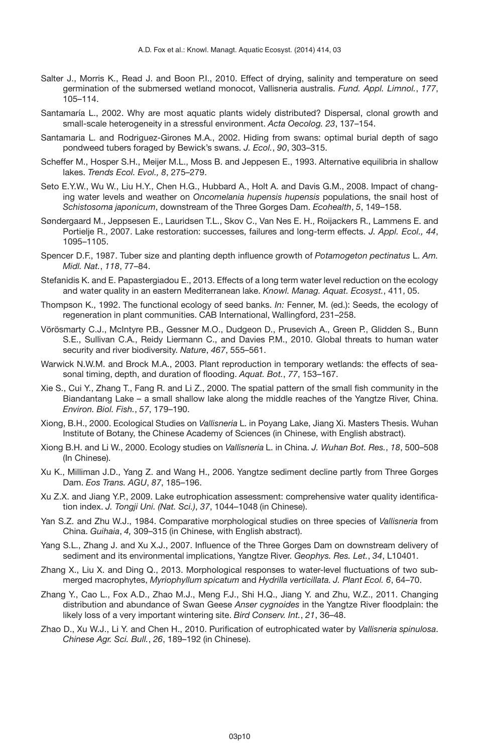Salter J., Morris K., Read J. and Boon P.I., 2010. Effect of drying, salinity and temperature on seed germination of the submersed wetland monocot, Vallisneria australis. *Fund. Appl. Limnol.*, *177*, 105–114.

Santamaría L., 2002. Why are most aquatic plants widely distributed? Dispersal, clonal growth and small-scale heterogeneity in a stressful environment. *Acta Oecolog. 23*, 137–154.

Santamaria L. and Rodriguez-Girones M.A., 2002. Hiding from swans: optimal burial depth of sago pondweed tubers foraged by Bewick's swans. *J. Ecol.*, *90*, 303–315.

Scheffer M., Hosper S.H., Meijer M.L., Moss B. and Jeppesen E., 1993. Alternative equilibria in shallow lakes. *Trends Ecol. Evol., 8*, 275–279.

Seto E.Y.W., Wu W., Liu H.Y., Chen H.G., Hubbard A., Holt A. and Davis G.M., 2008. Impact of changing water levels and weather on *Oncomelania hupensis hupensis* populations, the snail host of *Schistosoma japonicum*, downstream of the Three Gorges Dam. *Ecohealth*, *5*, 149–158.

Søndergaard M., Jeppsesen E., Lauridsen T.L., Skov C., Van Nes E. H., Roijackers R., Lammens E. and Portielje R., 2007. Lake restoration: successes, failures and long-term effects. *J. Appl. Ecol., 44*, 1095–1105.

Spencer D.F., 1987. Tuber size and planting depth influence growth of *Potamogeton pectinatus* L. *Am. Midl. Nat.*, *118*, 77–84.

Stefanidis K. and E. Papastergiadou E., 2013. Effects of a long term water level reduction on the ecology and water quality in an eastern Mediterranean lake. *Knowl. Manag. Aquat. Ecosyst.*, 411, 05.

Thompson K., 1992. The functional ecology of seed banks. *In:* Fenner, M. (ed.): Seeds, the ecology of regeneration in plant communities. CAB International, Wallingford, 231–258.

Vörösmarty C.J., McIntyre P.B., Gessner M.O., Dudgeon D., Prusevich A., Green P., Glidden S., Bunn S.E., Sullivan C.A., Reidy Liermann C., and Davies P.M., 2010. Global threats to human water security and river biodiversity. *Nature*, *467*, 555–561.

Warwick N.W.M. and Brock M.A., 2003. Plant reproduction in temporary wetlands: the effects of seasonal timing, depth, and duration of flooding. *Aquat. Bot.*, *77*, 153–167.

Xie S., Cui Y., Zhang T., Fang R. and Li Z., 2000. The spatial pattern of the small fish community in the Biandantang Lake – a small shallow lake along the middle reaches of the Yangtze River, China. *Environ. Biol. Fish.*, *57*, 179–190.

Xiong, B.H., 2000. Ecological Studies on *Vallisneria* L. in Poyang Lake, Jiang Xi. Masters Thesis. Wuhan Institute of Botany, the Chinese Academy of Sciences (in Chinese, with English abstract).

Xiong B.H. and Li W., 2000. Ecology studies on *Vallisneria* L. in China. *J. Wuhan Bot. Res.*, *18*, 500–508 (In Chinese).

Xu K., Milliman J.D., Yang Z. and Wang H., 2006. Yangtze sediment decline partly from Three Gorges Dam. *Eos Trans. AGU*, *87*, 185–196.

Xu Z.X. and Jiang Y.P., 2009. Lake eutrophication assessment: comprehensive water quality identification index. *J. Tongji Uni. (Nat. Sci.)*, *37*, 1044–1048 (in Chinese).

Yan S.Z. and Zhu W.J., 1984. Comparative morphological studies on three species of *Vallisneria* from China. *Guihaia*, *4,* 309–315 (in Chinese, with English abstract).

Yang S.L., Zhang J. and Xu X.J., 2007. Influence of the Three Gorges Dam on downstream delivery of sediment and its environmental implications, Yangtze River. *Geophys. Res. Let.*, *34*, L10401.

Zhang X., Liu X. and Ding Q., 2013. Morphological responses to water-level fluctuations of two submerged macrophytes, *Myriophyllum spicatum* and *Hydrilla verticillata. J. Plant Ecol. 6*, 64–70.

Zhang Y., Cao L., Fox A.D., Zhao M.J., Meng F.J., Shi H.Q., Jiang Y. and Zhu, W.Z., 2011. Changing distribution and abundance of Swan Geese *Anser cygnoides* in the Yangtze River floodplain: the likely loss of a very important wintering site. *Bird Conserv. Int.*, *21*, 36–48.

Zhao D., Xu W.J., Li Y. and Chen H., 2010. Purification of eutrophicated water by *Vallisneria spinulosa*. *Chinese Agr. Sci. Bull.*, *26*, 189–192 (in Chinese).